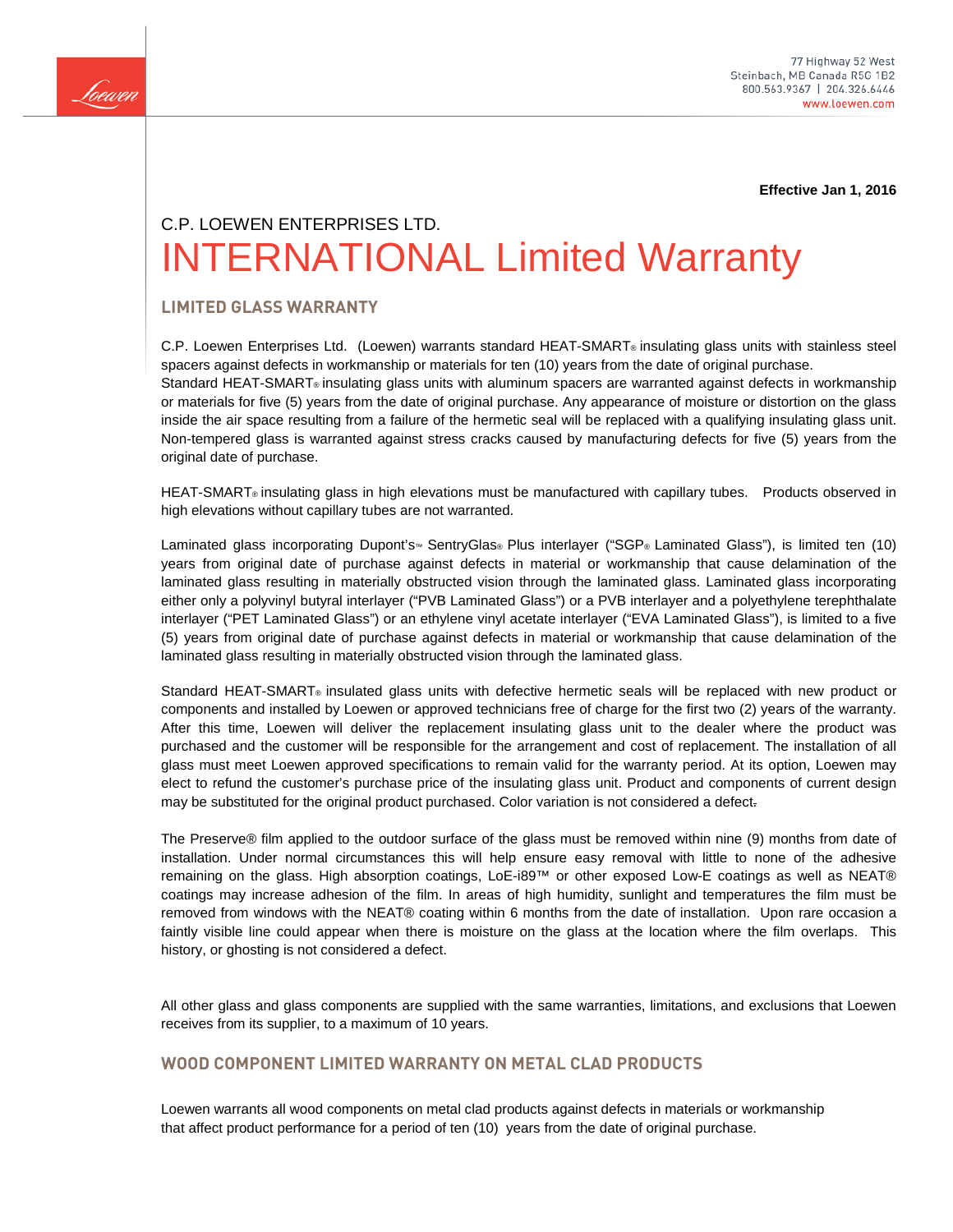77 Highway 52 West
Steinbach, MB Canada R5G 1B2
800.563.9367 | 204.326.6446
www.loewen.com

**Effective Jan 1, 2016**

C.P. LOEWEN ENTERPRISES LTD.

# INTERNATIONAL Limited Warranty

## LIMITED GLASS WARRANTY

C.P. Loewen Enterprises Ltd. (Loewen) warrants standard HEAT-SMART® insulating glass units with stainless steel spacers against defects in workmanship or materials for ten (10) years from the date of original purchase.
Standard HEAT-SMART® insulating glass units with aluminum spacers are warranted against defects in workmanship or materials for five (5) years from the date of original purchase. Any appearance of moisture or distortion on the glass inside the air space resulting from a failure of the hermetic seal will be replaced with a qualifying insulating glass unit. Non-tempered glass is warranted against stress cracks caused by manufacturing defects for five (5) years from the original date of purchase.

HEAT-SMART® insulating glass in high elevations must be manufactured with capillary tubes. Products observed in high elevations without capillary tubes are not warranted.

Laminated glass incorporating Dupont's™ SentryGlas® Plus interlayer ("SGP® Laminated Glass"), is limited ten (10) years from original date of purchase against defects in material or workmanship that cause delamination of the laminated glass resulting in materially obstructed vision through the laminated glass. Laminated glass incorporating either only a polyvinyl butyral interlayer ("PVB Laminated Glass") or a PVB interlayer and a polyethylene terephthalate interlayer ("PET Laminated Glass") or an ethylene vinyl acetate interlayer ("EVA Laminated Glass"), is limited to a five (5) years from original date of purchase against defects in material or workmanship that cause delamination of the laminated glass resulting in materially obstructed vision through the laminated glass.

Standard HEAT-SMART® insulated glass units with defective hermetic seals will be replaced with new product or components and installed by Loewen or approved technicians free of charge for the first two (2) years of the warranty. After this time, Loewen will deliver the replacement insulating glass unit to the dealer where the product was purchased and the customer will be responsible for the arrangement and cost of replacement. The installation of all glass must meet Loewen approved specifications to remain valid for the warranty period. At its option, Loewen may elect to refund the customer's purchase price of the insulating glass unit. Product and components of current design may be substituted for the original product purchased. Color variation is not considered a defect.

The Preserve® film applied to the outdoor surface of the glass must be removed within nine (9) months from date of installation. Under normal circumstances this will help ensure easy removal with little to none of the adhesive remaining on the glass. High absorption coatings, LoE-i89™ or other exposed Low-E coatings as well as NEAT® coatings may increase adhesion of the film. In areas of high humidity, sunlight and temperatures the film must be removed from windows with the NEAT® coating within 6 months from the date of installation. Upon rare occasion a faintly visible line could appear when there is moisture on the glass at the location where the film overlaps. This history, or ghosting is not considered a defect.

All other glass and glass components are supplied with the same warranties, limitations, and exclusions that Loewen receives from its supplier, to a maximum of 10 years.

## WOOD COMPONENT LIMITED WARRANTY ON METAL CLAD PRODUCTS

Loewen warrants all wood components on metal clad products against defects in materials or workmanship that affect product performance for a period of ten (10) years from the date of original purchase.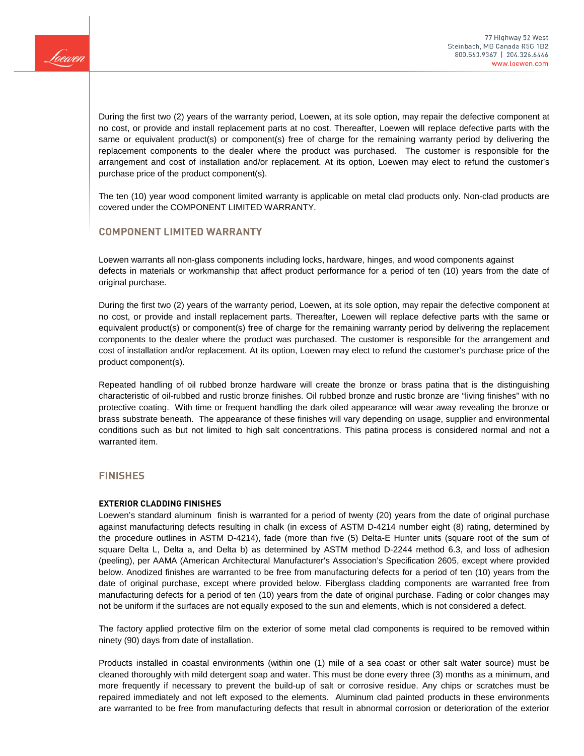During the first two (2) years of the warranty period, Loewen, at its sole option, may repair the defective component at no cost, or provide and install replacement parts at no cost. Thereafter, Loewen will replace defective parts with the same or equivalent product(s) or component(s) free of charge for the remaining warranty period by delivering the replacement components to the dealer where the product was purchased. The customer is responsible for the arrangement and cost of installation and/or replacement. At its option, Loewen may elect to refund the customer's purchase price of the product component(s).

The ten (10) year wood component limited warranty is applicable on metal clad products only. Non-clad products are covered under the COMPONENT LIMITED WARRANTY.

## COMPONENT LIMITED WARRANTY

Loewen warrants all non-glass components including locks, hardware, hinges, and wood components against defects in materials or workmanship that affect product performance for a period of ten (10) years from the date of original purchase.

During the first two (2) years of the warranty period, Loewen, at its sole option, may repair the defective component at no cost, or provide and install replacement parts. Thereafter, Loewen will replace defective parts with the same or equivalent product(s) or component(s) free of charge for the remaining warranty period by delivering the replacement components to the dealer where the product was purchased. The customer is responsible for the arrangement and cost of installation and/or replacement. At its option, Loewen may elect to refund the customer's purchase price of the product component(s).

Repeated handling of oil rubbed bronze hardware will create the bronze or brass patina that is the distinguishing characteristic of oil-rubbed and rustic bronze finishes. Oil rubbed bronze and rustic bronze are "living finishes" with no protective coating. With time or frequent handling the dark oiled appearance will wear away revealing the bronze or brass substrate beneath. The appearance of these finishes will vary depending on usage, supplier and environmental conditions such as but not limited to high salt concentrations. This patina process is considered normal and not a warranted item.

## FINISHES

### EXTERIOR CLADDING FINISHES

Loewen's standard aluminum finish is warranted for a period of twenty (20) years from the date of original purchase against manufacturing defects resulting in chalk (in excess of ASTM D-4214 number eight (8) rating, determined by the procedure outlines in ASTM D-4214), fade (more than five (5) Delta-E Hunter units (square root of the sum of square Delta L, Delta a, and Delta b) as determined by ASTM method D-2244 method 6.3, and loss of adhesion (peeling), per AAMA (American Architectural Manufacturer's Association's Specification 2605, except where provided below. Anodized finishes are warranted to be free from manufacturing defects for a period of ten (10) years from the date of original purchase, except where provided below. Fiberglass cladding components are warranted free from manufacturing defects for a period of ten (10) years from the date of original purchase. Fading or color changes may not be uniform if the surfaces are not equally exposed to the sun and elements, which is not considered a defect.

The factory applied protective film on the exterior of some metal clad components is required to be removed within ninety (90) days from date of installation.

Products installed in coastal environments (within one (1) mile of a sea coast or other salt water source) must be cleaned thoroughly with mild detergent soap and water. This must be done every three (3) months as a minimum, and more frequently if necessary to prevent the build-up of salt or corrosive residue. Any chips or scratches must be repaired immediately and not left exposed to the elements. Aluminum clad painted products in these environments are warranted to be free from manufacturing defects that result in abnormal corrosion or deterioration of the exterior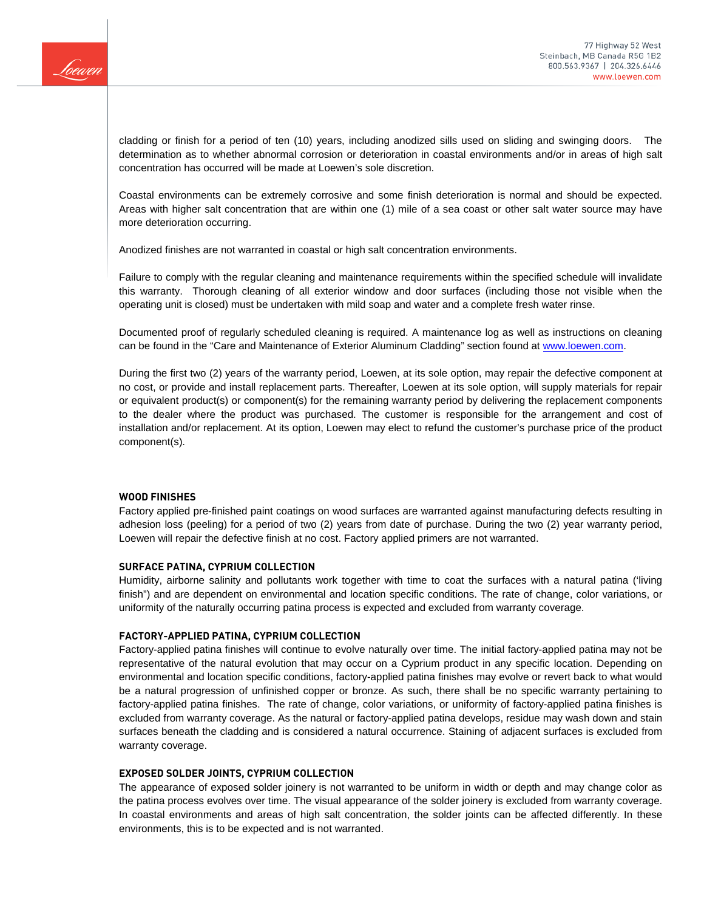cladding or finish for a period of ten (10) years, including anodized sills used on sliding and swinging doors. The determination as to whether abnormal corrosion or deterioration in coastal environments and/or in areas of high salt concentration has occurred will be made at Loewen's sole discretion.

Coastal environments can be extremely corrosive and some finish deterioration is normal and should be expected. Areas with higher salt concentration that are within one (1) mile of a sea coast or other salt water source may have more deterioration occurring.

Anodized finishes are not warranted in coastal or high salt concentration environments.

Failure to comply with the regular cleaning and maintenance requirements within the specified schedule will invalidate this warranty. Thorough cleaning of all exterior window and door surfaces (including those not visible when the operating unit is closed) must be undertaken with mild soap and water and a complete fresh water rinse.

Documented proof of regularly scheduled cleaning is required. A maintenance log as well as instructions on cleaning can be found in the "Care and Maintenance of Exterior Aluminum Cladding" section found at [www.loewen.com](http://www.loewen.com).

During the first two (2) years of the warranty period, Loewen, at its sole option, may repair the defective component at no cost, or provide and install replacement parts. Thereafter, Loewen at its sole option, will supply materials for repair or equivalent product(s) or component(s) for the remaining warranty period by delivering the replacement components to the dealer where the product was purchased. The customer is responsible for the arrangement and cost of installation and/or replacement. At its option, Loewen may elect to refund the customer's purchase price of the product component(s).

### WOOD FINISHES

Factory applied pre-finished paint coatings on wood surfaces are warranted against manufacturing defects resulting in adhesion loss (peeling) for a period of two (2) years from date of purchase. During the two (2) year warranty period, Loewen will repair the defective finish at no cost. Factory applied primers are not warranted.

### SURFACE PATINA, CYPRIUM COLLECTION

Humidity, airborne salinity and pollutants work together with time to coat the surfaces with a natural patina ('living finish") and are dependent on environmental and location specific conditions. The rate of change, color variations, or uniformity of the naturally occurring patina process is expected and excluded from warranty coverage.

### FACTORY-APPLIED PATINA, CYPRIUM COLLECTION

Factory-applied patina finishes will continue to evolve naturally over time. The initial factory-applied patina may not be representative of the natural evolution that may occur on a Cyprium product in any specific location. Depending on environmental and location specific conditions, factory-applied patina finishes may evolve or revert back to what would be a natural progression of unfinished copper or bronze. As such, there shall be no specific warranty pertaining to factory-applied patina finishes. The rate of change, color variations, or uniformity of factory-applied patina finishes is excluded from warranty coverage. As the natural or factory-applied patina develops, residue may wash down and stain surfaces beneath the cladding and is considered a natural occurrence. Staining of adjacent surfaces is excluded from warranty coverage.

### EXPOSED SOLDER JOINTS, CYPRIUM COLLECTION

The appearance of exposed solder joinery is not warranted to be uniform in width or depth and may change color as the patina process evolves over time. The visual appearance of the solder joinery is excluded from warranty coverage. In coastal environments and areas of high salt concentration, the solder joints can be affected differently. In these environments, this is to be expected and is not warranted.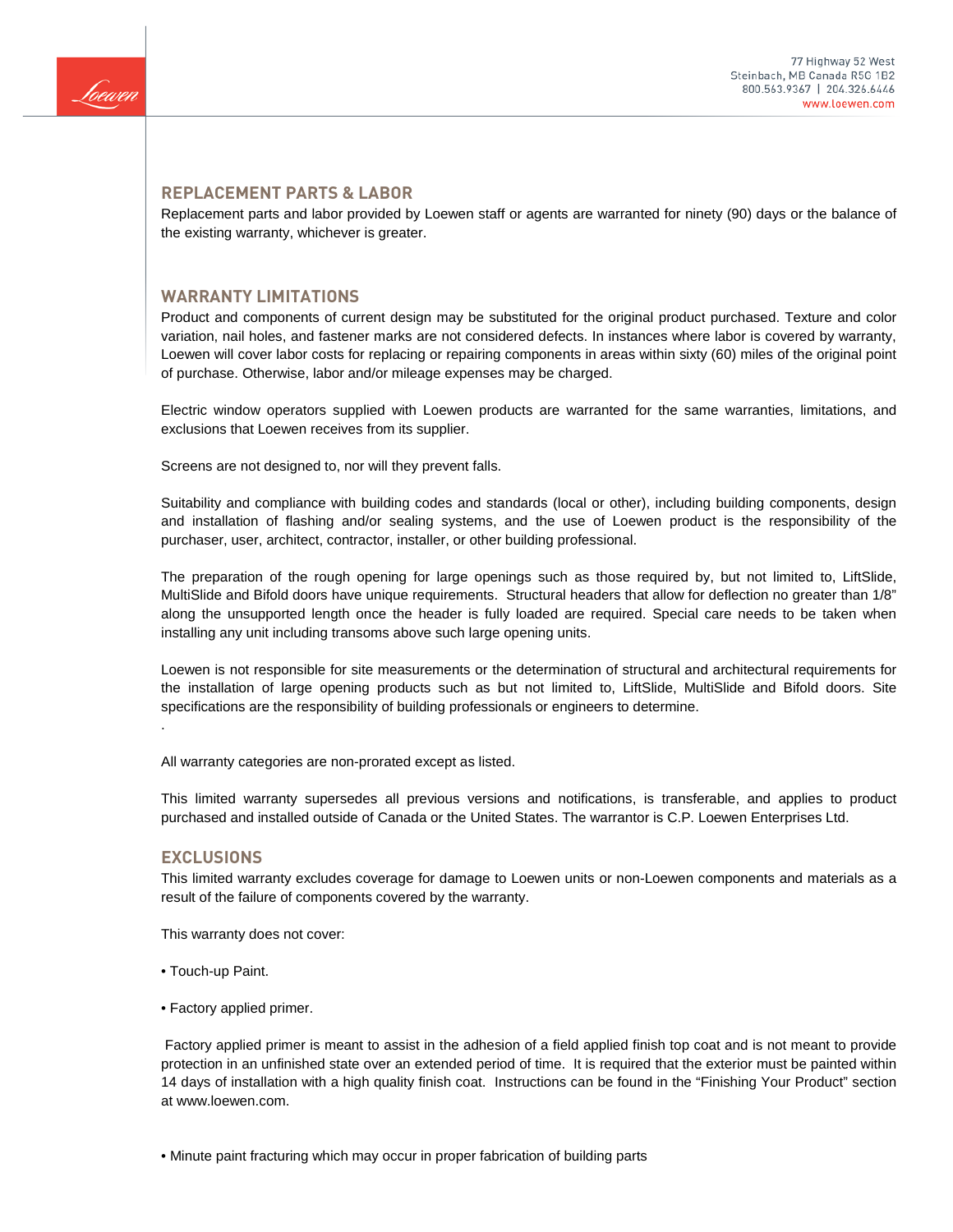## REPLACEMENT PARTS & LABOR

Replacement parts and labor provided by Loewen staff or agents are warranted for ninety (90) days or the balance of the existing warranty, whichever is greater.

## WARRANTY LIMITATIONS

Product and components of current design may be substituted for the original product purchased. Texture and color variation, nail holes, and fastener marks are not considered defects. In instances where labor is covered by warranty, Loewen will cover labor costs for replacing or repairing components in areas within sixty (60) miles of the original point of purchase. Otherwise, labor and/or mileage expenses may be charged.

Electric window operators supplied with Loewen products are warranted for the same warranties, limitations, and exclusions that Loewen receives from its supplier.

Screens are not designed to, nor will they prevent falls.

Suitability and compliance with building codes and standards (local or other), including building components, design and installation of flashing and/or sealing systems, and the use of Loewen product is the responsibility of the purchaser, user, architect, contractor, installer, or other building professional.

The preparation of the rough opening for large openings such as those required by, but not limited to, LiftSlide, MultiSlide and Bifold doors have unique requirements. Structural headers that allow for deflection no greater than 1/8" along the unsupported length once the header is fully loaded are required. Special care needs to be taken when installing any unit including transoms above such large opening units.

Loewen is not responsible for site measurements or the determination of structural and architectural requirements for the installation of large opening products such as but not limited to, LiftSlide, MultiSlide and Bifold doors. Site specifications are the responsibility of building professionals or engineers to determine.

.

All warranty categories are non-prorated except as listed.

This limited warranty supersedes all previous versions and notifications, is transferable, and applies to product purchased and installed outside of Canada or the United States. The warrantor is C.P. Loewen Enterprises Ltd.

## EXCLUSIONS

This limited warranty excludes coverage for damage to Loewen units or non-Loewen components and materials as a result of the failure of components covered by the warranty.

This warranty does not cover:

- Touch-up Paint.
- Factory applied primer.

Factory applied primer is meant to assist in the adhesion of a field applied finish top coat and is not meant to provide protection in an unfinished state over an extended period of time. It is required that the exterior must be painted within 14 days of installation with a high quality finish coat. Instructions can be found in the "Finishing Your Product" section at www.loewen.com.

- Minute paint fracturing which may occur in proper fabrication of building parts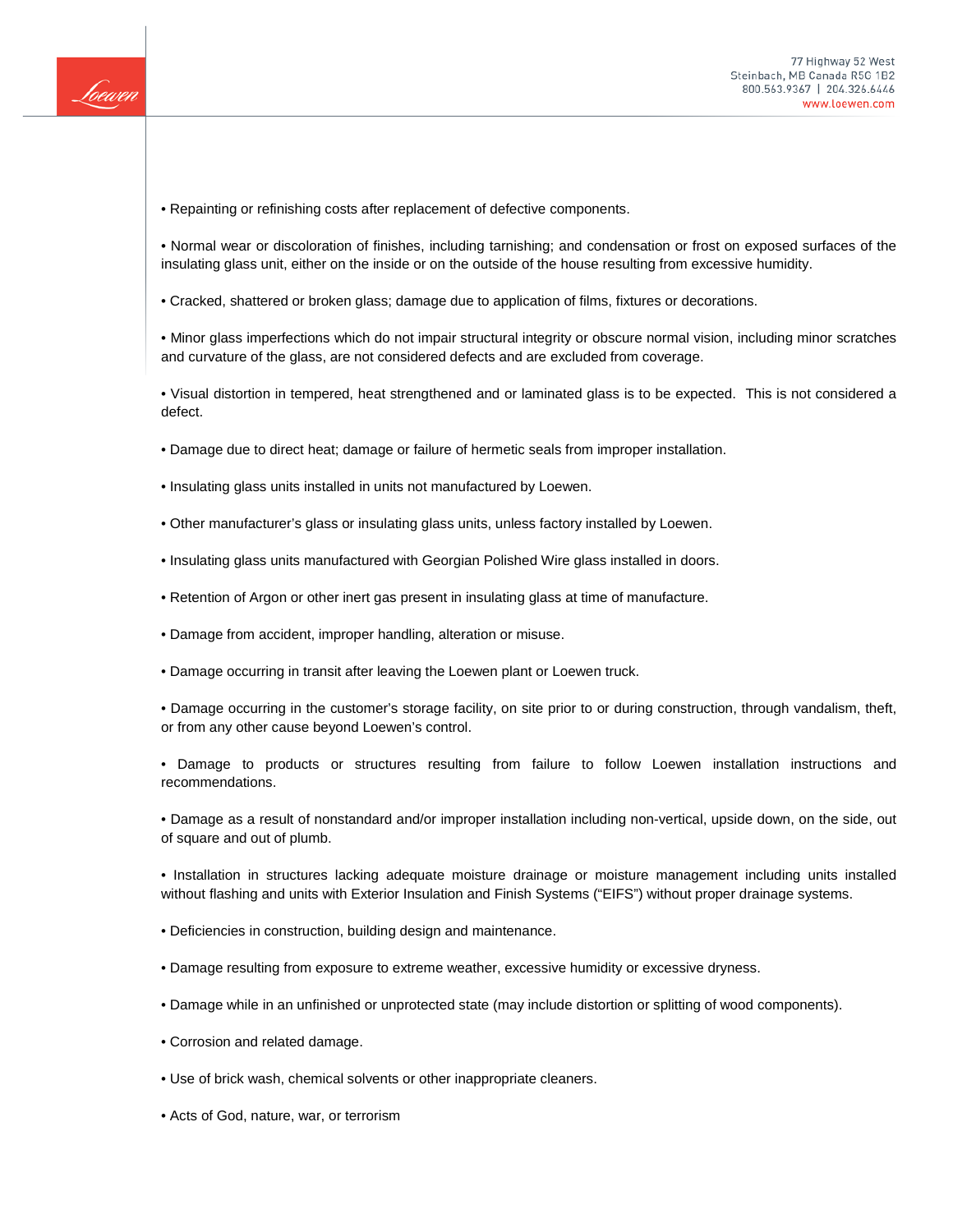- Repainting or refinishing costs after replacement of defective components.

- Normal wear or discoloration of finishes, including tarnishing; and condensation or frost on exposed surfaces of the insulating glass unit, either on the inside or on the outside of the house resulting from excessive humidity.

- Cracked, shattered or broken glass; damage due to application of films, fixtures or decorations.

- Minor glass imperfections which do not impair structural integrity or obscure normal vision, including minor scratches and curvature of the glass, are not considered defects and are excluded from coverage.

- Visual distortion in tempered, heat strengthened and or laminated glass is to be expected. This is not considered a defect.

- Damage due to direct heat; damage or failure of hermetic seals from improper installation.

- Insulating glass units installed in units not manufactured by Loewen.

- Other manufacturer's glass or insulating glass units, unless factory installed by Loewen.

- Insulating glass units manufactured with Georgian Polished Wire glass installed in doors.

- Retention of Argon or other inert gas present in insulating glass at time of manufacture.

- Damage from accident, improper handling, alteration or misuse.

- Damage occurring in transit after leaving the Loewen plant or Loewen truck.

- Damage occurring in the customer's storage facility, on site prior to or during construction, through vandalism, theft, or from any other cause beyond Loewen's control.

- Damage to products or structures resulting from failure to follow Loewen installation instructions and recommendations.

- Damage as a result of nonstandard and/or improper installation including non-vertical, upside down, on the side, out of square and out of plumb.

- Installation in structures lacking adequate moisture drainage or moisture management including units installed without flashing and units with Exterior Insulation and Finish Systems ("EIFS") without proper drainage systems.

- Deficiencies in construction, building design and maintenance.

- Damage resulting from exposure to extreme weather, excessive humidity or excessive dryness.

- Damage while in an unfinished or unprotected state (may include distortion or splitting of wood components).

- Corrosion and related damage.

- Use of brick wash, chemical solvents or other inappropriate cleaners.

- Acts of God, nature, war, or terrorism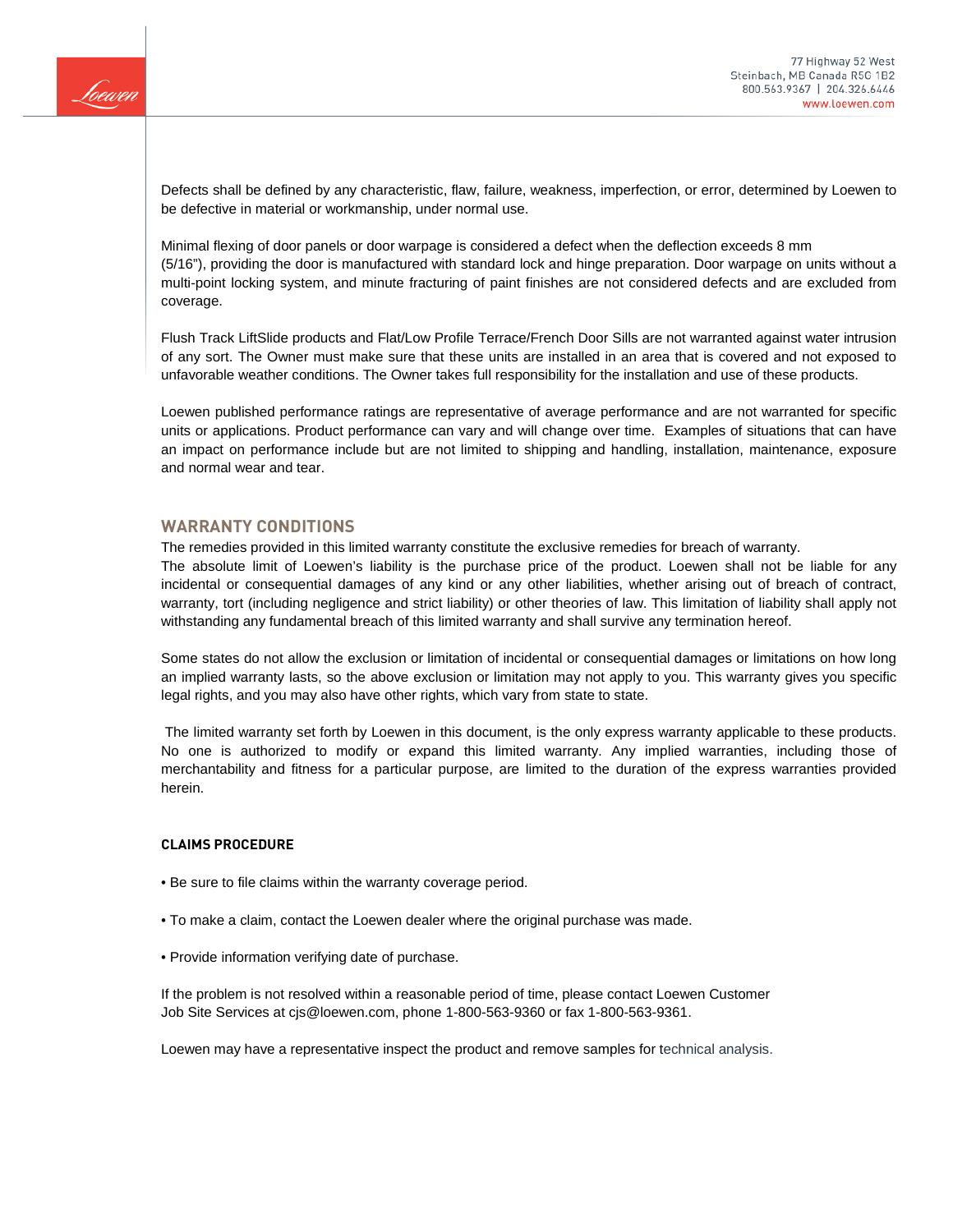Defects shall be defined by any characteristic, flaw, failure, weakness, imperfection, or error, determined by Loewen to be defective in material or workmanship, under normal use.

Minimal flexing of door panels or door warpage is considered a defect when the deflection exceeds 8 mm (5/16"), providing the door is manufactured with standard lock and hinge preparation. Door warpage on units without a multi-point locking system, and minute fracturing of paint finishes are not considered defects and are excluded from coverage.

Flush Track LiftSlide products and Flat/Low Profile Terrace/French Door Sills are not warranted against water intrusion of any sort. The Owner must make sure that these units are installed in an area that is covered and not exposed to unfavorable weather conditions. The Owner takes full responsibility for the installation and use of these products.

Loewen published performance ratings are representative of average performance and are not warranted for specific units or applications. Product performance can vary and will change over time. Examples of situations that can have an impact on performance include but are not limited to shipping and handling, installation, maintenance, exposure and normal wear and tear.

## WARRANTY CONDITIONS

The remedies provided in this limited warranty constitute the exclusive remedies for breach of warranty.
The absolute limit of Loewen's liability is the purchase price of the product. Loewen shall not be liable for any incidental or consequential damages of any kind or any other liabilities, whether arising out of breach of contract, warranty, tort (including negligence and strict liability) or other theories of law. This limitation of liability shall apply not withstanding any fundamental breach of this limited warranty and shall survive any termination hereof.

Some states do not allow the exclusion or limitation of incidental or consequential damages or limitations on how long an implied warranty lasts, so the above exclusion or limitation may not apply to you. This warranty gives you specific legal rights, and you may also have other rights, which vary from state to state.

The limited warranty set forth by Loewen in this document, is the only express warranty applicable to these products. No one is authorized to modify or expand this limited warranty. Any implied warranties, including those of merchantability and fitness for a particular purpose, are limited to the duration of the express warranties provided herein.

### CLAIMS PROCEDURE

- Be sure to file claims within the warranty coverage period.
- To make a claim, contact the Loewen dealer where the original purchase was made.
- Provide information verifying date of purchase.

If the problem is not resolved within a reasonable period of time, please contact Loewen Customer Job Site Services at cjs@loewen.com, phone 1-800-563-9360 or fax 1-800-563-9361.

Loewen may have a representative inspect the product and remove samples for technical analysis.